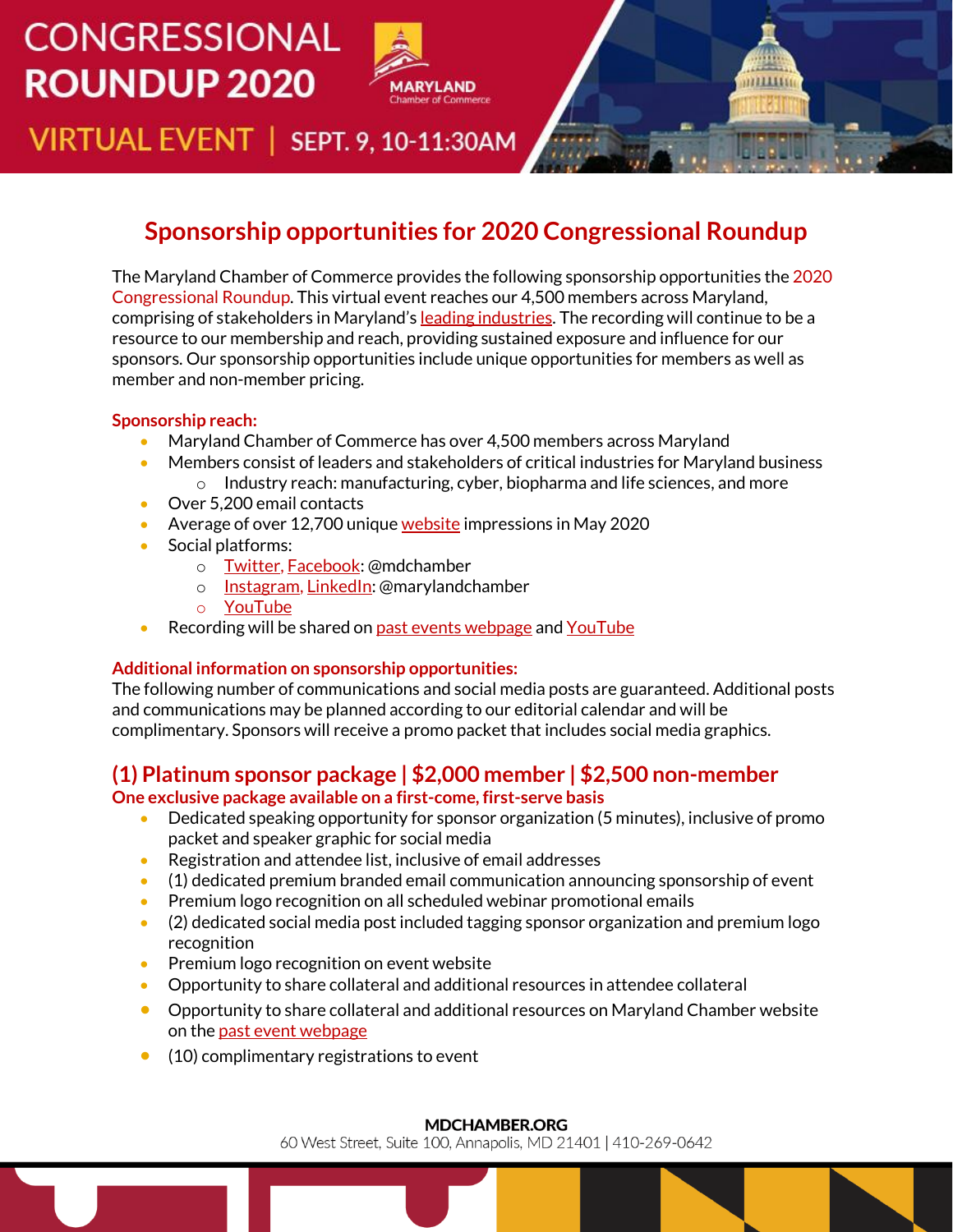# CONGRESSIONAL ROUNDUP 2020

MARYLAND Chamber of Commerce

VIRTUAL EVENT | SEPT. 9, 10-11:30AM

## Sponsorship opportunities for 2020 Congressional Roundup

The Maryland Chamber of Commerce provides the following sponsorship opportunities the 2020 Congressional Roundup. This virtual event reaches our 4,500 members across Maryland, comprising of stakeholders in Maryland's leading industries. The recording will continue to be a resource to our membership and reach, providing sustained exposure and influence for our sponsors. Our sponsorship opportunities include unique opportunities for members as well as member and non-member pricing.

**Sponsorship reach:**

- Maryland Chamber of Commerce has over 4,500 members across Maryland
- Members consist of leaders and stakeholders of critical industries for Maryland business
  - Industry reach: manufacturing, cyber, biopharma and life sciences, and more
- Over 5,200 email contacts
- Average of over 12,700 unique website impressions in May 2020
- Social platforms:
  - Twitter, Facebook: @mdchamber
  - Instagram, LinkedIn: @marylandchamber
  - YouTube
- Recording will be shared on past events webpage and YouTube

**Additional information on sponsorship opportunities:**

The following number of communications and social media posts are guaranteed. Additional posts and communications may be planned according to our editorial calendar and will be complimentary. Sponsors will receive a promo packet that includes social media graphics.

### (1) Platinum sponsor package | $2,000 member | $2,500 non-member

**One exclusive package available on a first-come, first-serve basis**

- Dedicated speaking opportunity for sponsor organization (5 minutes), inclusive of promo packet and speaker graphic for social media
- Registration and attendee list, inclusive of email addresses
- (1) dedicated premium branded email communication announcing sponsorship of event
- Premium logo recognition on all scheduled webinar promotional emails
- (2) dedicated social media post included tagging sponsor organization and premium logo recognition
- Premium logo recognition on event website
- Opportunity to share collateral and additional resources in attendee collateral
- Opportunity to share collateral and additional resources on Maryland Chamber website on the past event webpage
- (10) complimentary registrations to event

**MDCHAMBER.ORG**
60 West Street, Suite 100, Annapolis, MD 21401 | 410-269-0642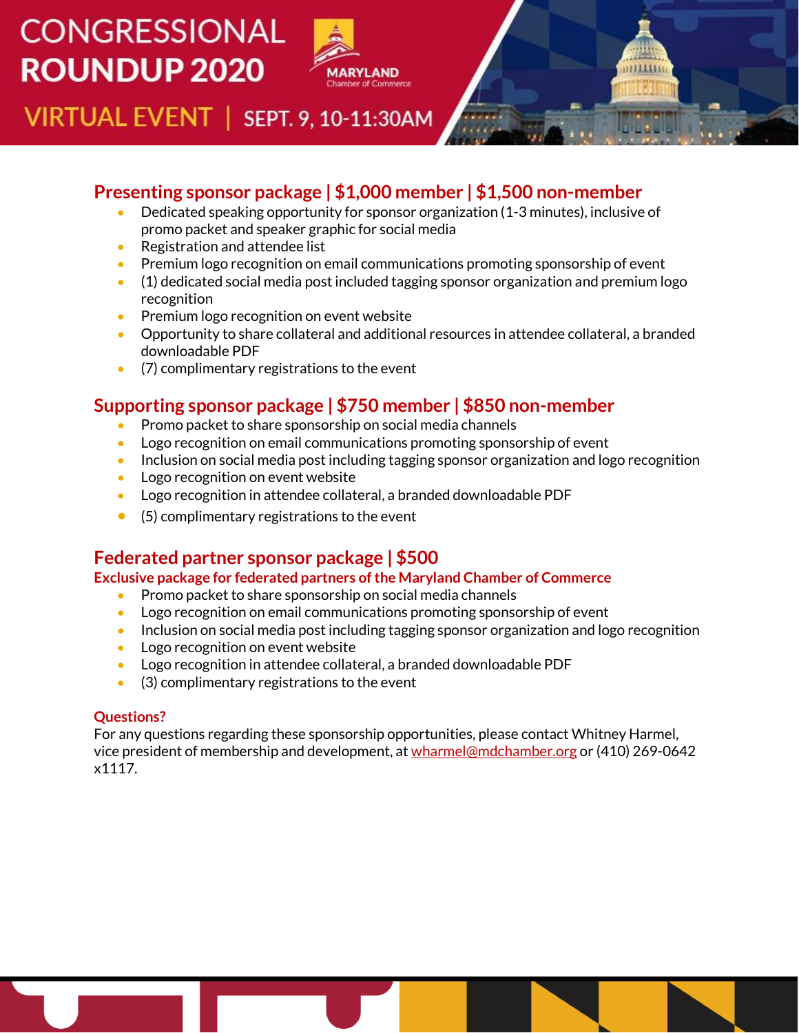# CONGRESSIONAL ROUNDUP 2020

MARYLAND Chamber of Commerce

VIRTUAL EVENT | SEPT. 9, 10-11:30AM

## Presenting sponsor package | $1,000 member | $1,500 non-member

- Dedicated speaking opportunity for sponsor organization (1-3 minutes), inclusive of promo packet and speaker graphic for social media
- Registration and attendee list
- Premium logo recognition on email communications promoting sponsorship of event
- (1) dedicated social media post included tagging sponsor organization and premium logo recognition
- Premium logo recognition on event website
- Opportunity to share collateral and additional resources in attendee collateral, a branded downloadable PDF
- (7) complimentary registrations to the event

## Supporting sponsor package | $750 member | $850 non-member

- Promo packet to share sponsorship on social media channels
- Logo recognition on email communications promoting sponsorship of event
- Inclusion on social media post including tagging sponsor organization and logo recognition
- Logo recognition on event website
- Logo recognition in attendee collateral, a branded downloadable PDF
- (5) complimentary registrations to the event

## Federated partner sponsor package | $500

**Exclusive package for federated partners of the Maryland Chamber of Commerce**

- Promo packet to share sponsorship on social media channels
- Logo recognition on email communications promoting sponsorship of event
- Inclusion on social media post including tagging sponsor organization and logo recognition
- Logo recognition on event website
- Logo recognition in attendee collateral, a branded downloadable PDF
- (3) complimentary registrations to the event

**Questions?**

For any questions regarding these sponsorship opportunities, please contact Whitney Harmel, vice president of membership and development, at wharmel@mdchamber.org or (410) 269-0642 x1117.